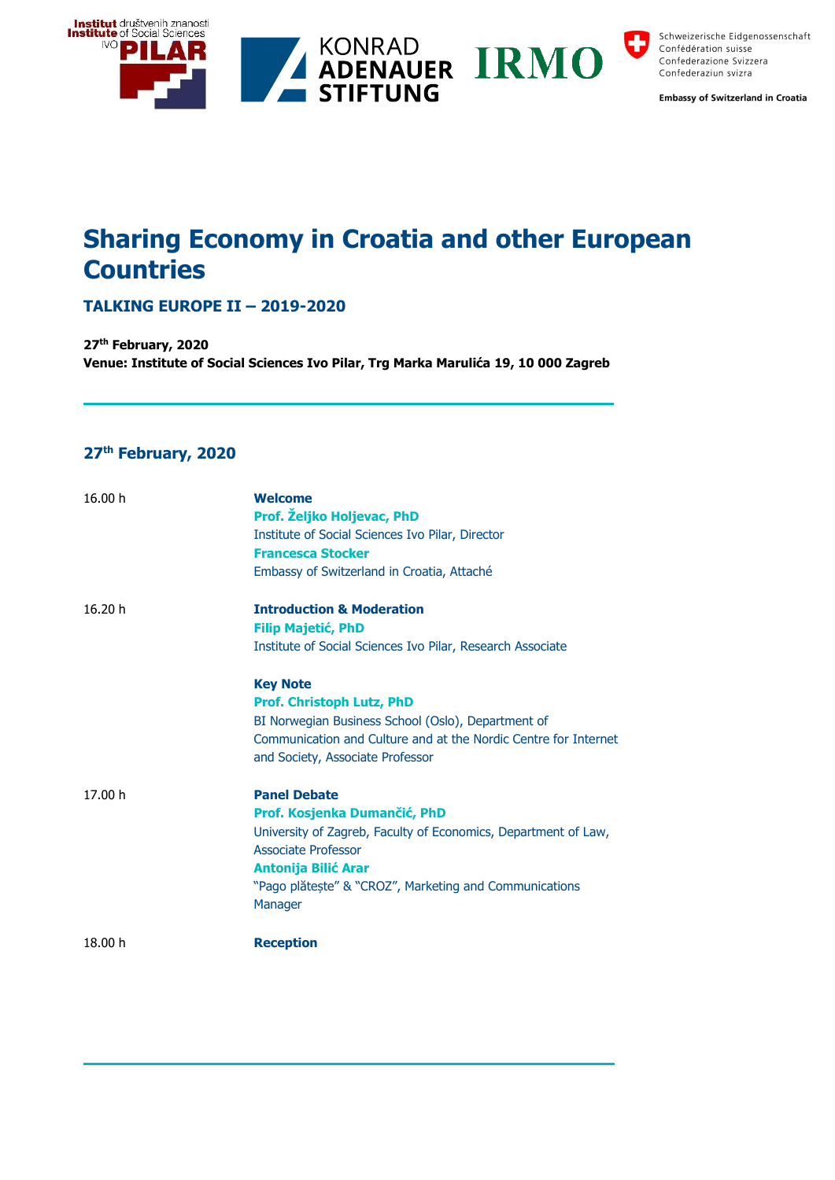Institut društvenih znanosti Institute of Social Sciences IVO PILAR

KONRAD ADENAUER STIFTUNG

IRMO

Schweizerische Eidgenossenschaft
Confédération suisse
Confederazione Svizzera
Confederaziun svizra

Embassy of Switzerland in Croatia

# Sharing Economy in Croatia and other European Countries

## TALKING EUROPE II – 2019-2020

**27th February, 2020**
**Venue: Institute of Social Sciences Ivo Pilar, Trg Marka Marulića 19, 10 000 Zagreb**

---

## 27th February, 2020

| | |
|---|---|
| 16.00 h | **Welcome**<br>**Prof. Željko Holjevac, PhD**<br>Institute of Social Sciences Ivo Pilar, Director<br>**Francesca Stocker**<br>Embassy of Switzerland in Croatia, Attaché |
| 16.20 h | **Introduction & Moderation**<br>**Filip Majetić, PhD**<br>Institute of Social Sciences Ivo Pilar, Research Associate |
| | **Key Note**<br>**Prof. Christoph Lutz, PhD**<br>BI Norwegian Business School (Oslo), Department of Communication and Culture and at the Nordic Centre for Internet and Society, Associate Professor |
| 17.00 h | **Panel Debate**<br>**Prof. Kosjenka Dumančić, PhD**<br>University of Zagreb, Faculty of Economics, Department of Law, Associate Professor<br>**Antonija Bilić Arar**<br>"Pago plătește" & "CROZ", Marketing and Communications Manager |
| 18.00 h | **Reception** |

---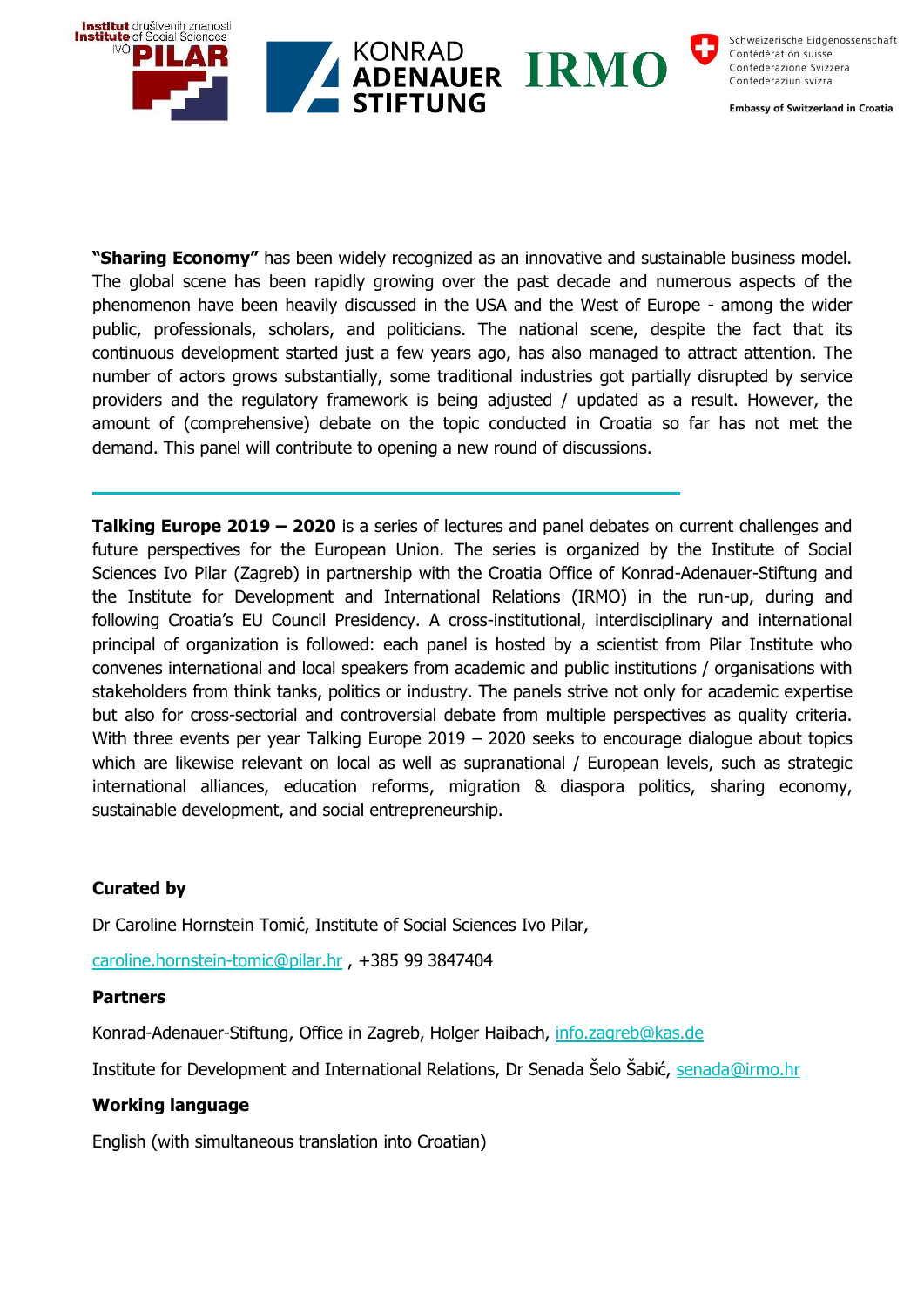**“Sharing Economy”** has been widely recognized as an innovative and sustainable business model. The global scene has been rapidly growing over the past decade and numerous aspects of the phenomenon have been heavily discussed in the USA and the West of Europe - among the wider public, professionals, scholars, and politicians. The national scene, despite the fact that its continuous development started just a few years ago, has also managed to attract attention. The number of actors grows substantially, some traditional industries got partially disrupted by service providers and the regulatory framework is being adjusted / updated as a result. However, the amount of (comprehensive) debate on the topic conducted in Croatia so far has not met the demand. This panel will contribute to opening a new round of discussions.

---

**Talking Europe 2019 – 2020** is a series of lectures and panel debates on current challenges and future perspectives for the European Union. The series is organized by the Institute of Social Sciences Ivo Pilar (Zagreb) in partnership with the Croatia Office of Konrad-Adenauer-Stiftung and the Institute for Development and International Relations (IRMO) in the run-up, during and following Croatia’s EU Council Presidency. A cross-institutional, interdisciplinary and international principal of organization is followed: each panel is hosted by a scientist from Pilar Institute who convenes international and local speakers from academic and public institutions / organisations with stakeholders from think tanks, politics or industry. The panels strive not only for academic expertise but also for cross-sectorial and controversial debate from multiple perspectives as quality criteria. With three events per year Talking Europe 2019 – 2020 seeks to encourage dialogue about topics which are likewise relevant on local as well as supranational / European levels, such as strategic international alliances, education reforms, migration & diaspora politics, sharing economy, sustainable development, and social entrepreneurship.

**Curated by**

Dr Caroline Hornstein Tomić, Institute of Social Sciences Ivo Pilar,

caroline.hornstein-tomic@pilar.hr , +385 99 3847404

**Partners**

Konrad-Adenauer-Stiftung, Office in Zagreb, Holger Haibach, info.zagreb@kas.de

Institute for Development and International Relations, Dr Senada Šelo Šabić, senada@irmo.hr

**Working language**

English (with simultaneous translation into Croatian)